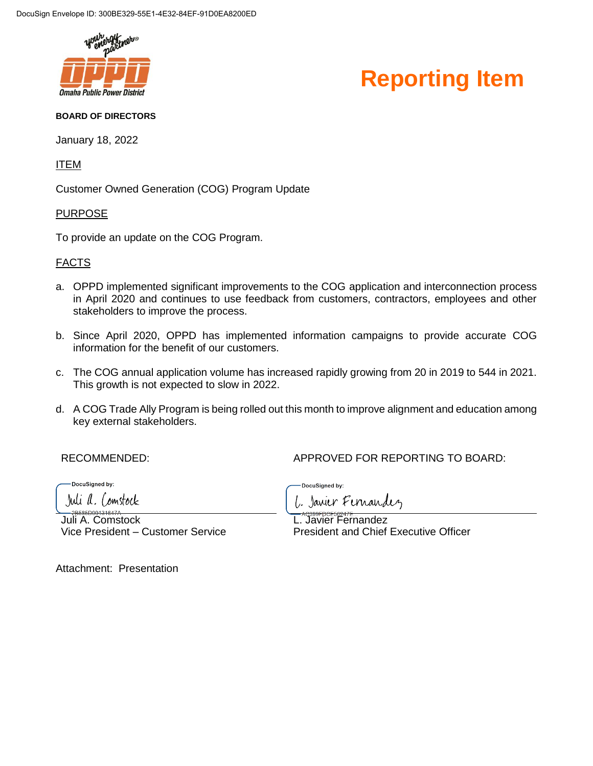DocuSign Envelope ID: 300BE329-55E1-4E32-84EF-91D0EA8200ED

Omaha Public Power District

# Reporting Item

**BOARD OF DIRECTORS**

January 18, 2022

ITEM

Customer Owned Generation (COG) Program Update

PURPOSE

To provide an update on the COG Program.

FACTS

a. OPPD implemented significant improvements to the COG application and interconnection process in April 2020 and continues to use feedback from customers, contractors, employees and other stakeholders to improve the process.

b. Since April 2020, OPPD has implemented information campaigns to provide accurate COG information for the benefit of our customers.

c. The COG annual application volume has increased rapidly growing from 20 in 2019 to 544 in 2021. This growth is not expected to slow in 2022.

d. A COG Trade Ally Program is being rolled out this month to improve alignment and education among key external stakeholders.

RECOMMENDED:

DocuSigned by:
Juli A. Comstock
2B585D00131647A

Juli A. Comstock
Vice President – Customer Service

APPROVED FOR REPORTING TO BOARD:

DocuSigned by:
L. Javier Fernandez
AC389FBCE56247E

L. Javier Fernandez
President and Chief Executive Officer

Attachment: Presentation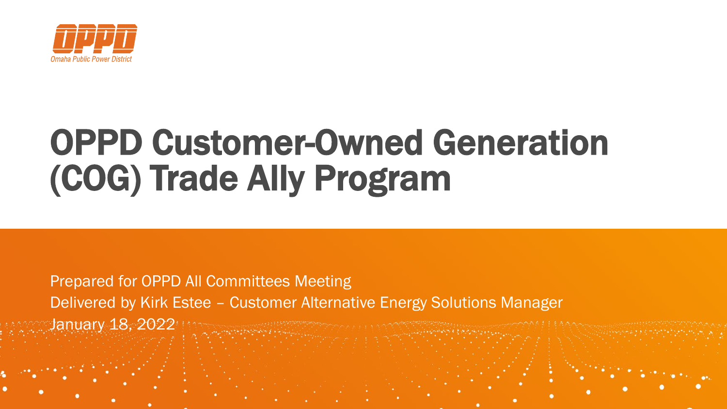Omaha Public Power District

# OPPD Customer-Owned Generation (COG) Trade Ally Program

Prepared for OPPD All Committees Meeting

Delivered by Kirk Estee – Customer Alternative Energy Solutions Manager

January 18, 2022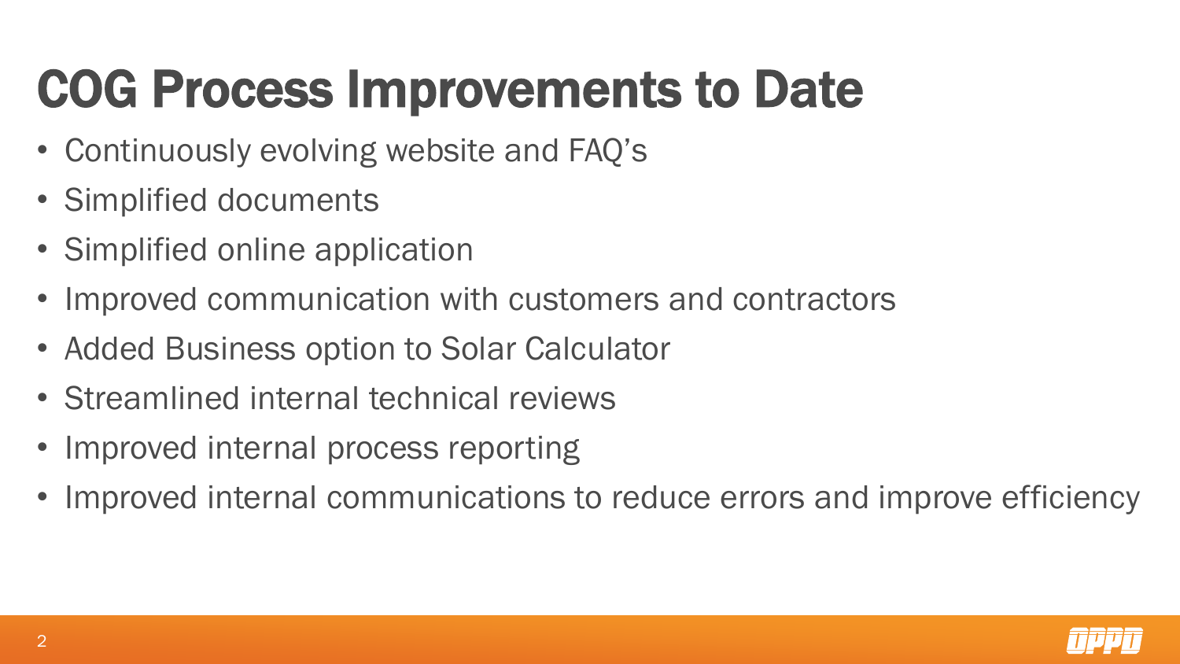# COG Process Improvements to Date

- Continuously evolving website and FAQ's
- Simplified documents
- Simplified online application
- Improved communication with customers and contractors
- Added Business option to Solar Calculator
- Streamlined internal technical reviews
- Improved internal process reporting
- Improved internal communications to reduce errors and improve efficiency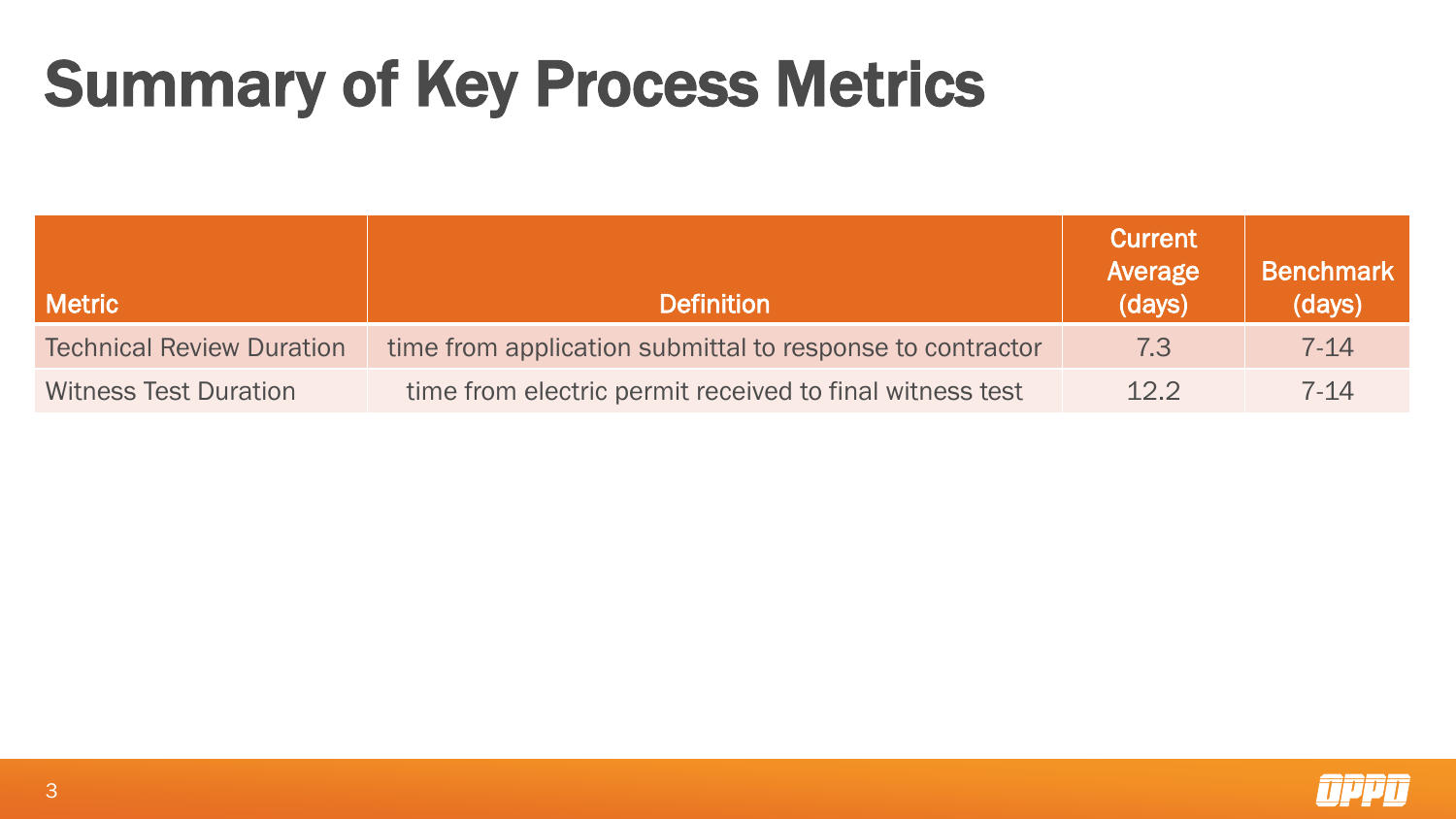# Summary of Key Process Metrics

| Metric | Definition | Current Average (days) | Benchmark (days) |
|---|---|---|---|
| Technical Review Duration | time from application submittal to response to contractor | 7.3 | 7-14 |
| Witness Test Duration | time from electric permit received to final witness test | 12.2 | 7-14 |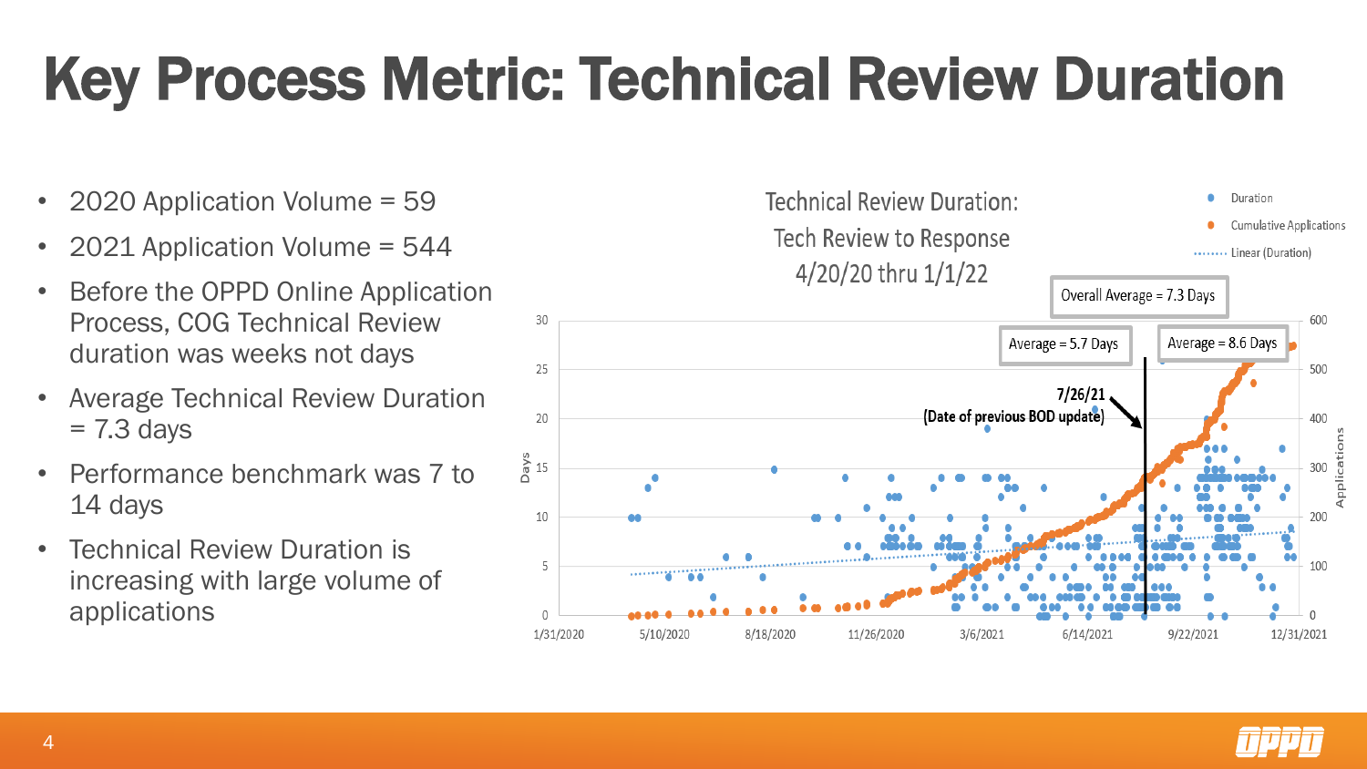# Key Process Metric: Technical Review Duration

- 2020 Application Volume = 59
- 2021 Application Volume = 544
- Before the OPPD Online Application Process, COG Technical Review duration was weeks not days
- Average Technical Review Duration = 7.3 days
- Performance benchmark was 7 to 14 days
- Technical Review Duration is increasing with large volume of applications

Technical Review Duration: Tech Review to Response 4/20/20 thru 1/1/22

Overall Average = 7.3 Days

Average = 5.7 Days

Average = 8.6 Days

7/26/21 (Date of previous BOD update)

Legend: Duration; Cumulative Applications; Linear (Duration)

Days: 0, 5, 10, 15, 20, 25, 30

Applications: 0, 100, 200, 300, 400, 500, 600

1/31/2020, 5/10/2020, 8/18/2020, 11/26/2020, 3/6/2021, 6/14/2021, 9/22/2021, 12/31/2021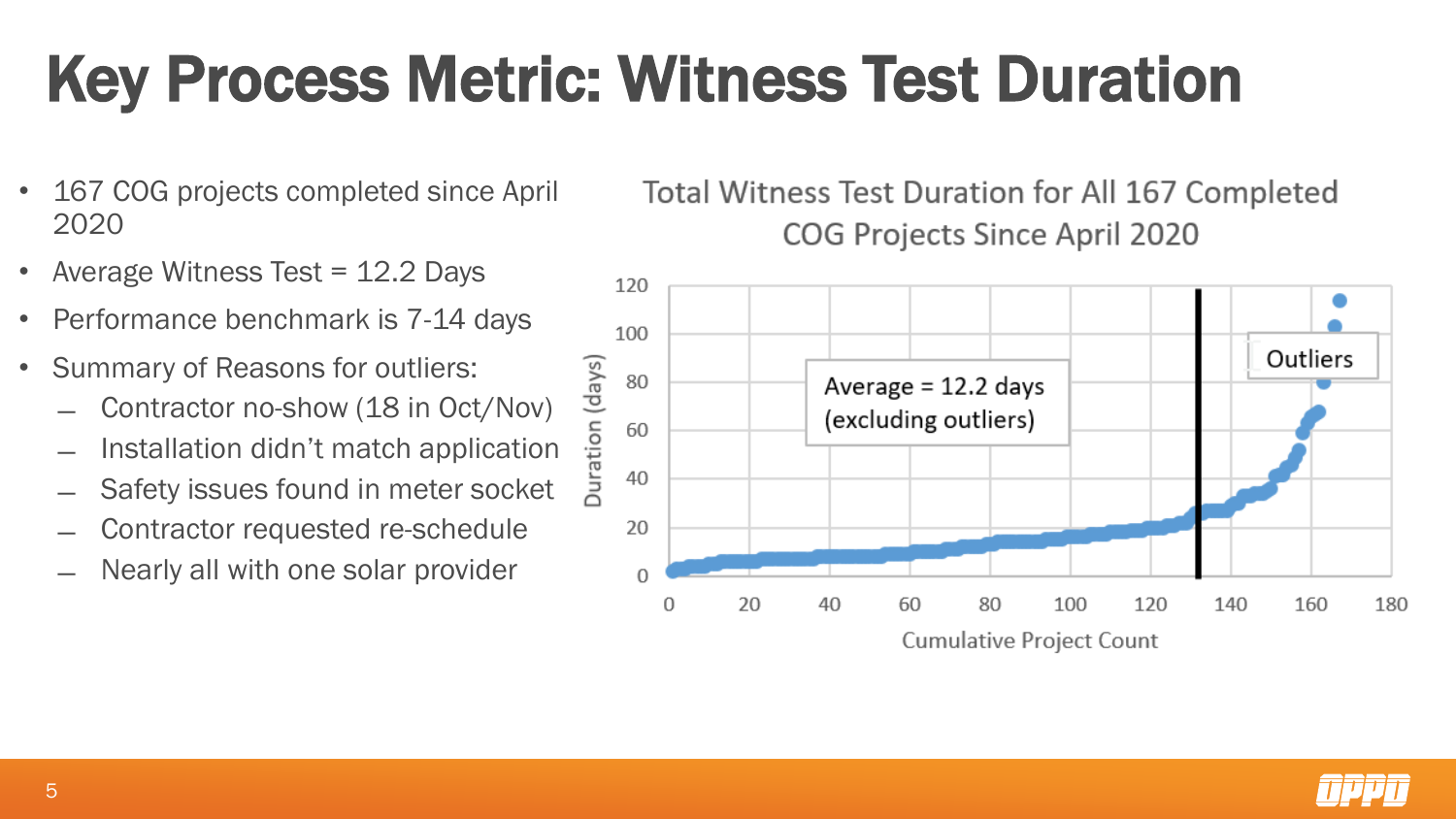# Key Process Metric: Witness Test Duration

- 167 COG projects completed since April 2020
- Average Witness Test = 12.2 Days
- Performance benchmark is 7-14 days
- Summary of Reasons for outliers:
  - Contractor no-show (18 in Oct/Nov)
  - Installation didn't match application
  - Safety issues found in meter socket
  - Contractor requested re-schedule
  - Nearly all with one solar provider

Total Witness Test Duration for All 167 Completed COG Projects Since April 2020

Average = 12.2 days (excluding outliers)

Outliers

Duration (days)

Cumulative Project Count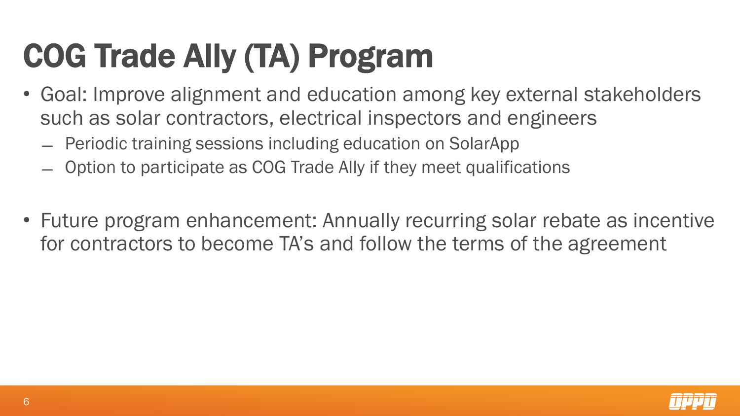# COG Trade Ally (TA) Program

- Goal: Improve alignment and education among key external stakeholders such as solar contractors, electrical inspectors and engineers
  - Periodic training sessions including education on SolarApp
  - Option to participate as COG Trade Ally if they meet qualifications

- Future program enhancement: Annually recurring solar rebate as incentive for contractors to become TA's and follow the terms of the agreement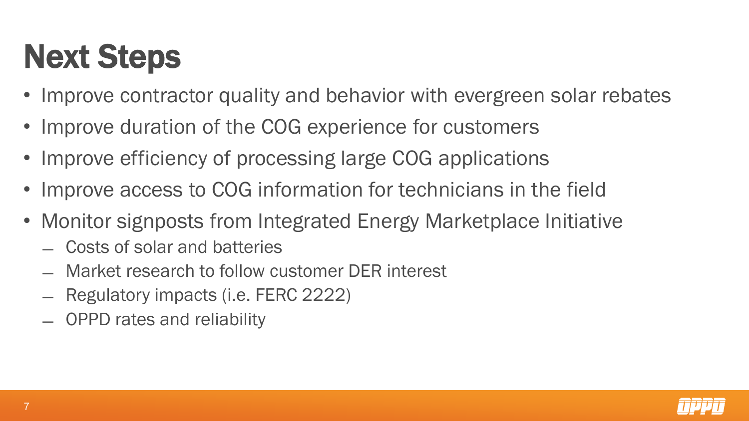# Next Steps

- Improve contractor quality and behavior with evergreen solar rebates
- Improve duration of the COG experience for customers
- Improve efficiency of processing large COG applications
- Improve access to COG information for technicians in the field
- Monitor signposts from Integrated Energy Marketplace Initiative
  - Costs of solar and batteries
  - Market research to follow customer DER interest
  - Regulatory impacts (i.e. FERC 2222)
  - OPPD rates and reliability